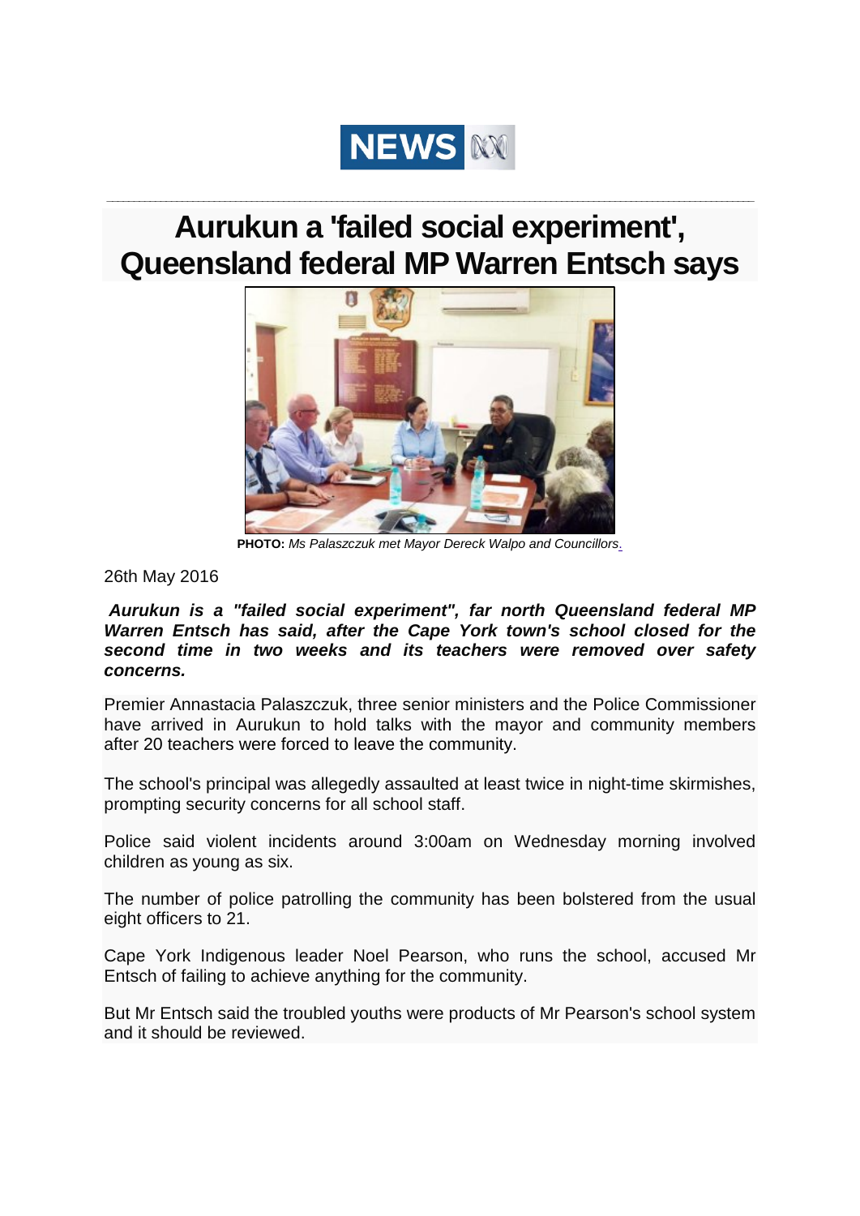NEWS

# Aurukun a 'failed social experiment', Queensland federal MP Warren Entsch says

**PHOTO:** *Ms Palaszczuk met Mayor Dereck Walpo and Councillors.*

26th May 2016

***Aurukun is a "failed social experiment", far north Queensland federal MP Warren Entsch has said, after the Cape York town's school closed for the second time in two weeks and its teachers were removed over safety concerns.***

Premier Annastacia Palaszczuk, three senior ministers and the Police Commissioner have arrived in Aurukun to hold talks with the mayor and community members after 20 teachers were forced to leave the community.

The school's principal was allegedly assaulted at least twice in night-time skirmishes, prompting security concerns for all school staff.

Police said violent incidents around 3:00am on Wednesday morning involved children as young as six.

The number of police patrolling the community has been bolstered from the usual eight officers to 21.

Cape York Indigenous leader Noel Pearson, who runs the school, accused Mr Entsch of failing to achieve anything for the community.

But Mr Entsch said the troubled youths were products of Mr Pearson's school system and it should be reviewed.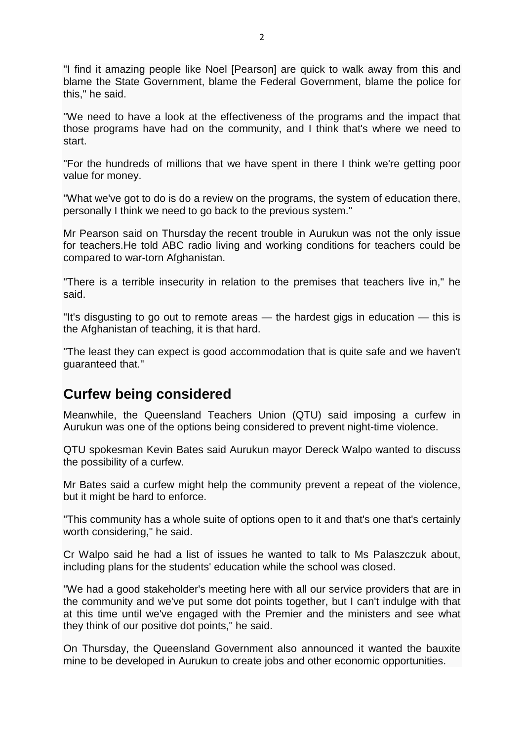"I find it amazing people like Noel [Pearson] are quick to walk away from this and blame the State Government, blame the Federal Government, blame the police for this," he said.

"We need to have a look at the effectiveness of the programs and the impact that those programs have had on the community, and I think that's where we need to start.

"For the hundreds of millions that we have spent in there I think we're getting poor value for money.

"What we've got to do is do a review on the programs, the system of education there, personally I think we need to go back to the previous system."

Mr Pearson said on Thursday the recent trouble in Aurukun was not the only issue for teachers.He told ABC radio living and working conditions for teachers could be compared to war-torn Afghanistan.

"There is a terrible insecurity in relation to the premises that teachers live in," he said.

"It's disgusting to go out to remote areas — the hardest gigs in education — this is the Afghanistan of teaching, it is that hard.

"The least they can expect is good accommodation that is quite safe and we haven't guaranteed that."

## Curfew being considered

Meanwhile, the Queensland Teachers Union (QTU) said imposing a curfew in Aurukun was one of the options being considered to prevent night-time violence.

QTU spokesman Kevin Bates said Aurukun mayor Dereck Walpo wanted to discuss the possibility of a curfew.

Mr Bates said a curfew might help the community prevent a repeat of the violence, but it might be hard to enforce.

"This community has a whole suite of options open to it and that's one that's certainly worth considering," he said.

Cr Walpo said he had a list of issues he wanted to talk to Ms Palaszczuk about, including plans for the students' education while the school was closed.

"We had a good stakeholder's meeting here with all our service providers that are in the community and we've put some dot points together, but I can't indulge with that at this time until we've engaged with the Premier and the ministers and see what they think of our positive dot points," he said.

On Thursday, the Queensland Government also announced it wanted the bauxite mine to be developed in Aurukun to create jobs and other economic opportunities.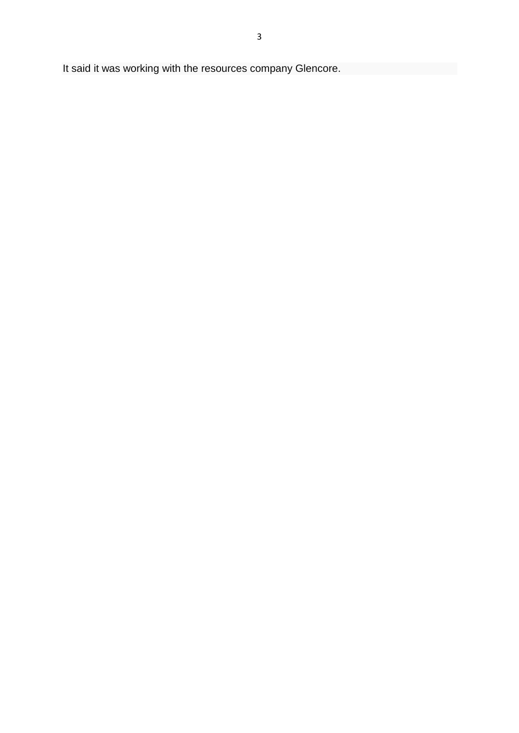It said it was working with the resources company Glencore.